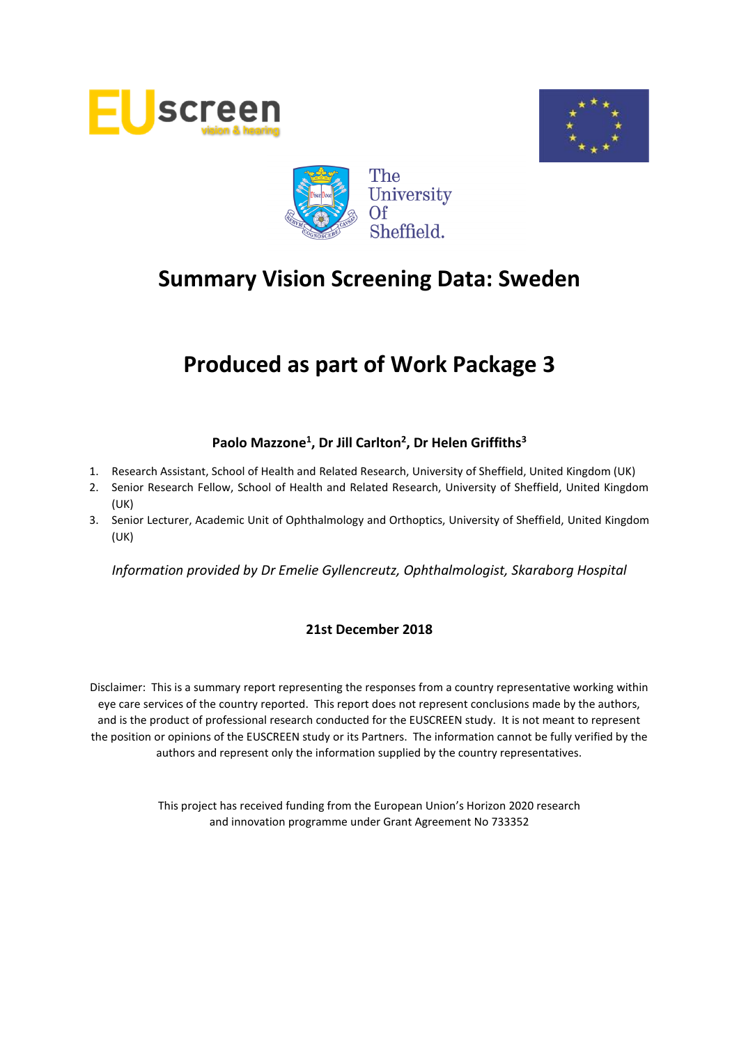# Summary Vision Screening Data: Sweden

# Produced as part of Work Package 3

**Paolo Mazzone[1], Dr Jill Carlton[2], Dr Helen Griffiths[3]**

1. Research Assistant, School of Health and Related Research, University of Sheffield, United Kingdom (UK)
2. Senior Research Fellow, School of Health and Related Research, University of Sheffield, United Kingdom (UK)
3. Senior Lecturer, Academic Unit of Ophthalmology and Orthoptics, University of Sheffield, United Kingdom (UK)

*Information provided by Dr Emelie Gyllencreutz, Ophthalmologist, Skaraborg Hospital*

**21st December 2018**

Disclaimer: This is a summary report representing the responses from a country representative working within eye care services of the country reported. This report does not represent conclusions made by the authors, and is the product of professional research conducted for the EUSCREEN study. It is not meant to represent the position or opinions of the EUSCREEN study or its Partners. The information cannot be fully verified by the authors and represent only the information supplied by the country representatives.

This project has received funding from the European Union's Horizon 2020 research and innovation programme under Grant Agreement No 733352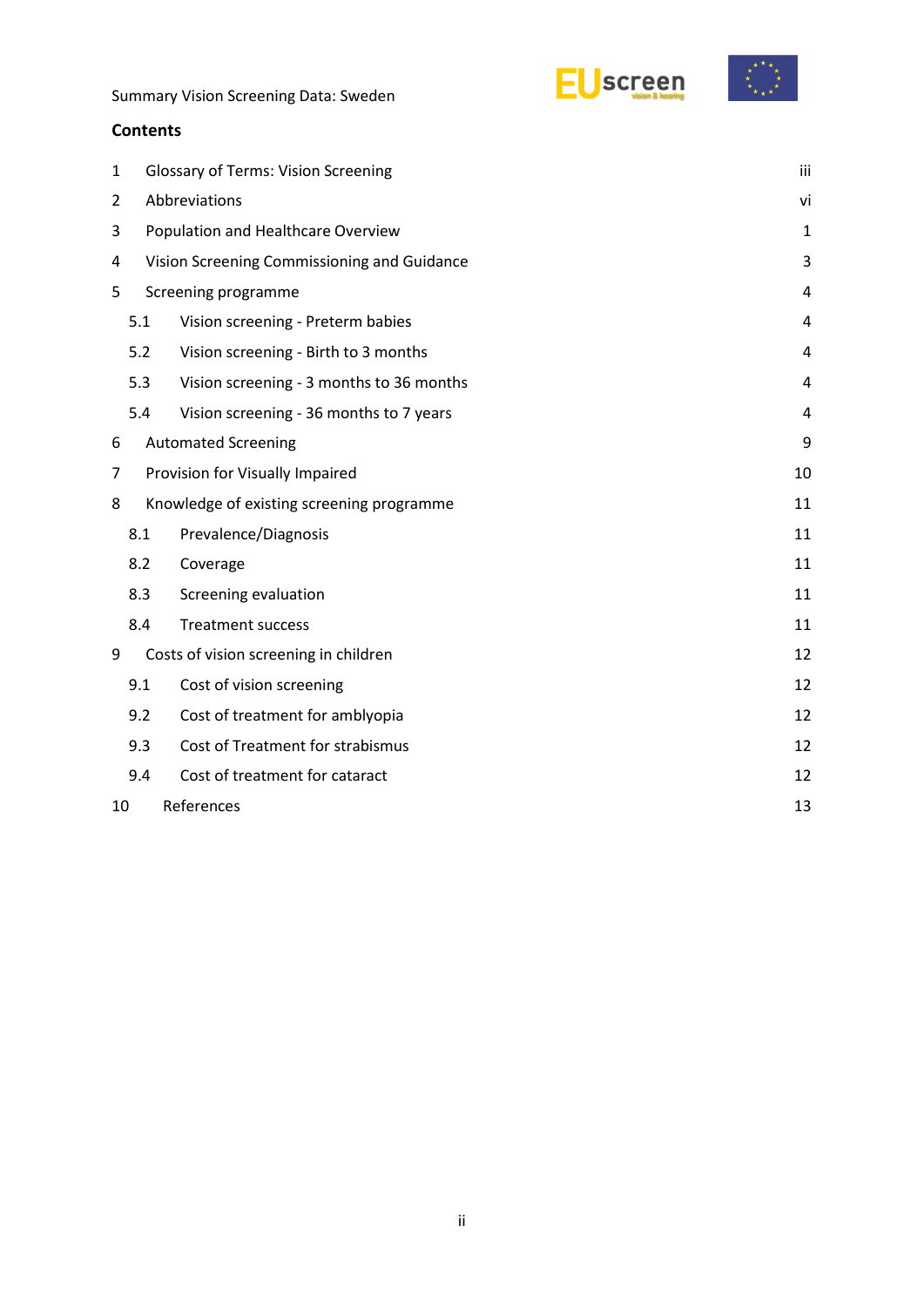## Contents

| | | |
|---|---|---|
| 1 | Glossary of Terms: Vision Screening | iii |
| 2 | Abbreviations | vi |
| 3 | Population and Healthcare Overview | 1 |
| 4 | Vision Screening Commissioning and Guidance | 3 |
| 5 | Screening programme | 4 |
| 5.1 | Vision screening - Preterm babies | 4 |
| 5.2 | Vision screening - Birth to 3 months | 4 |
| 5.3 | Vision screening - 3 months to 36 months | 4 |
| 5.4 | Vision screening - 36 months to 7 years | 4 |
| 6 | Automated Screening | 9 |
| 7 | Provision for Visually Impaired | 10 |
| 8 | Knowledge of existing screening programme | 11 |
| 8.1 | Prevalence/Diagnosis | 11 |
| 8.2 | Coverage | 11 |
| 8.3 | Screening evaluation | 11 |
| 8.4 | Treatment success | 11 |
| 9 | Costs of vision screening in children | 12 |
| 9.1 | Cost of vision screening | 12 |
| 9.2 | Cost of treatment for amblyopia | 12 |
| 9.3 | Cost of Treatment for strabismus | 12 |
| 9.4 | Cost of treatment for cataract | 12 |
| 10 | References | 13 |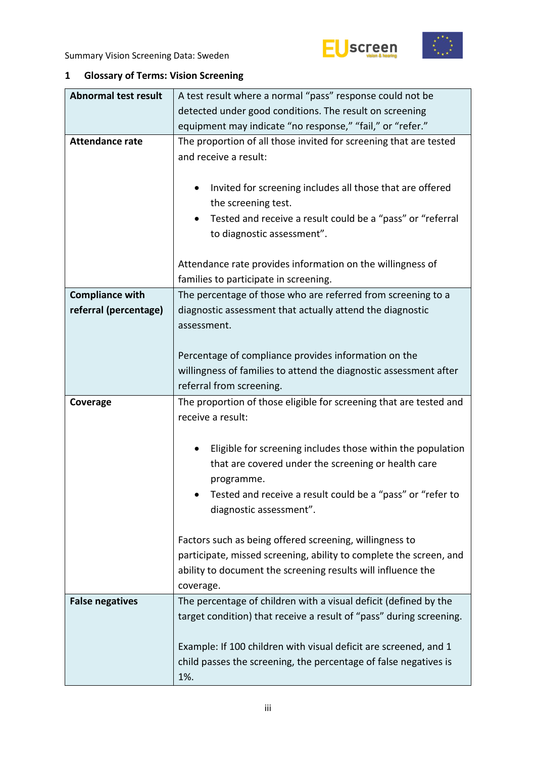## 1 Glossary of Terms: Vision Screening

| | |
|---|---|
| **Abnormal test result** | A test result where a normal "pass" response could not be detected under good conditions. The result on screening equipment may indicate "no response," "fail," or "refer." |
| **Attendance rate** | The proportion of all those invited for screening that are tested and receive a result:<br><br>• Invited for screening includes all those that are offered the screening test.<br>• Tested and receive a result could be a "pass" or "referral to diagnostic assessment".<br><br>Attendance rate provides information on the willingness of families to participate in screening. |
| **Compliance with referral (percentage)** | The percentage of those who are referred from screening to a diagnostic assessment that actually attend the diagnostic assessment.<br><br>Percentage of compliance provides information on the willingness of families to attend the diagnostic assessment after referral from screening. |
| **Coverage** | The proportion of those eligible for screening that are tested and receive a result:<br><br>• Eligible for screening includes those within the population that are covered under the screening or health care programme.<br>• Tested and receive a result could be a "pass" or "refer to diagnostic assessment".<br><br>Factors such as being offered screening, willingness to participate, missed screening, ability to complete the screen, and ability to document the screening results will influence the coverage. |
| **False negatives** | The percentage of children with a visual deficit (defined by the target condition) that receive a result of "pass" during screening.<br><br>Example: If 100 children with visual deficit are screened, and 1 child passes the screening, the percentage of false negatives is 1%. |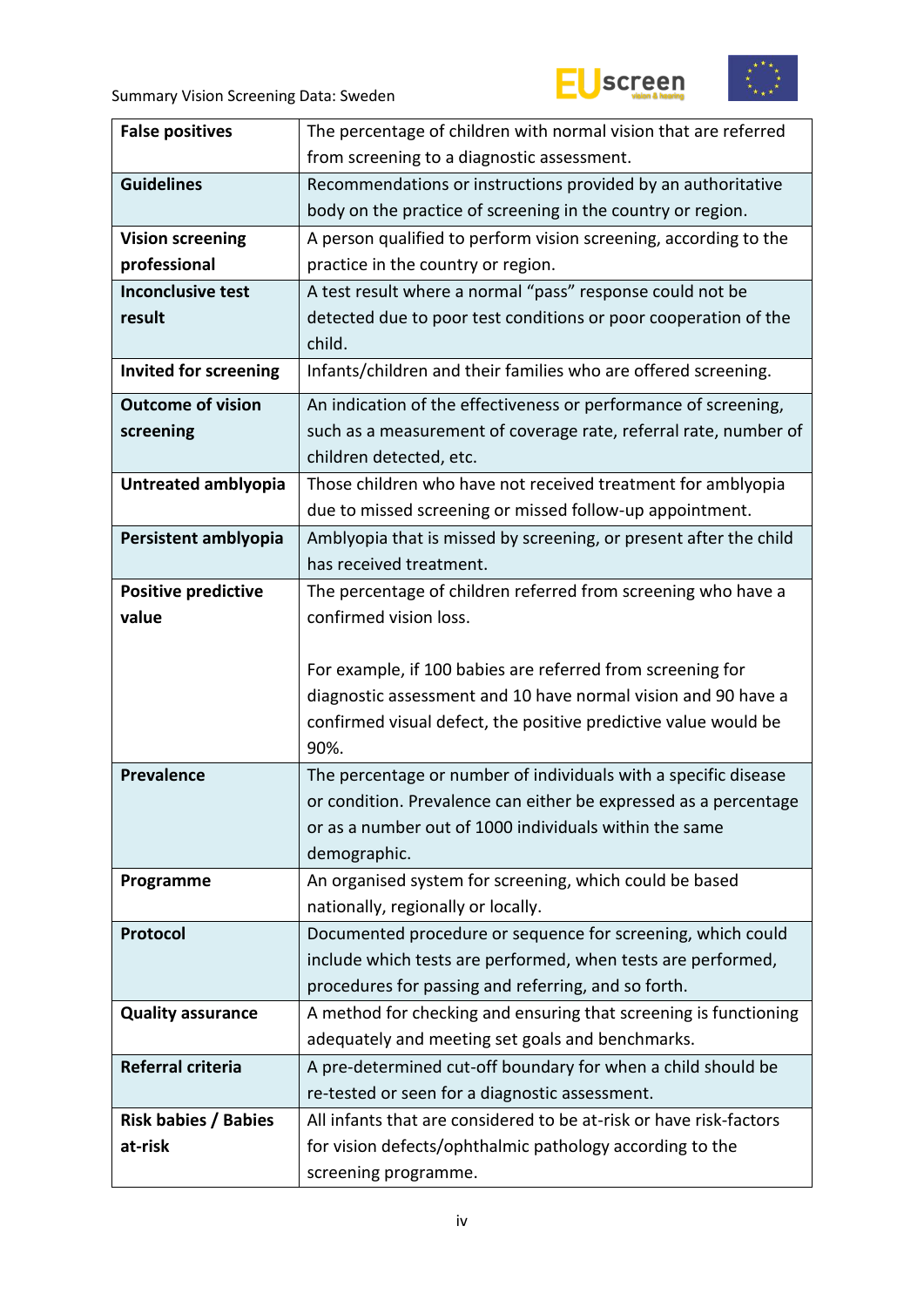| | |
|---|---|
| **False positives** | The percentage of children with normal vision that are referred from screening to a diagnostic assessment. |
| **Guidelines** | Recommendations or instructions provided by an authoritative body on the practice of screening in the country or region. |
| **Vision screening professional** | A person qualified to perform vision screening, according to the practice in the country or region. |
| **Inconclusive test result** | A test result where a normal “pass” response could not be detected due to poor test conditions or poor cooperation of the child. |
| **Invited for screening** | Infants/children and their families who are offered screening. |
| **Outcome of vision screening** | An indication of the effectiveness or performance of screening, such as a measurement of coverage rate, referral rate, number of children detected, etc. |
| **Untreated amblyopia** | Those children who have not received treatment for amblyopia due to missed screening or missed follow-up appointment. |
| **Persistent amblyopia** | Amblyopia that is missed by screening, or present after the child has received treatment. |
| **Positive predictive value** | The percentage of children referred from screening who have a confirmed vision loss.<br><br>For example, if 100 babies are referred from screening for diagnostic assessment and 10 have normal vision and 90 have a confirmed visual defect, the positive predictive value would be 90%. |
| **Prevalence** | The percentage or number of individuals with a specific disease or condition. Prevalence can either be expressed as a percentage or as a number out of 1000 individuals within the same demographic. |
| **Programme** | An organised system for screening, which could be based nationally, regionally or locally. |
| **Protocol** | Documented procedure or sequence for screening, which could include which tests are performed, when tests are performed, procedures for passing and referring, and so forth. |
| **Quality assurance** | A method for checking and ensuring that screening is functioning adequately and meeting set goals and benchmarks. |
| **Referral criteria** | A pre-determined cut-off boundary for when a child should be re-tested or seen for a diagnostic assessment. |
| **Risk babies / Babies at-risk** | All infants that are considered to be at-risk or have risk-factors for vision defects/ophthalmic pathology according to the screening programme. |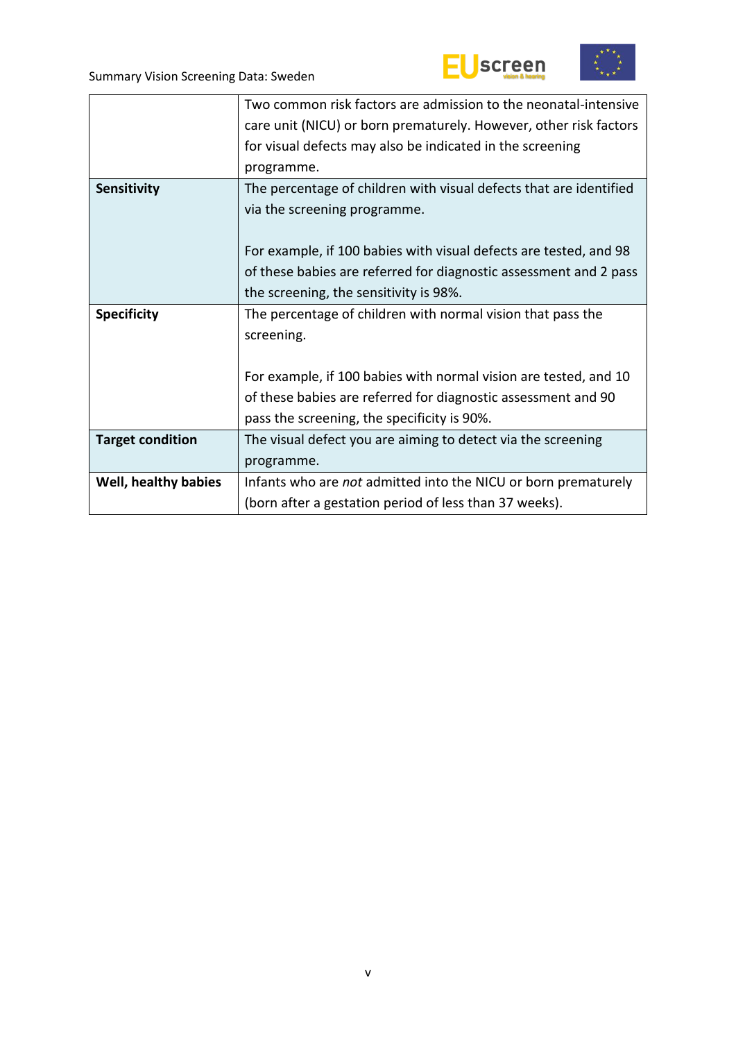| | |
|---|---|
| | Two common risk factors are admission to the neonatal-intensive care unit (NICU) or born prematurely. However, other risk factors for visual defects may also be indicated in the screening programme. |
| **Sensitivity** | The percentage of children with visual defects that are identified via the screening programme.<br><br>For example, if 100 babies with visual defects are tested, and 98 of these babies are referred for diagnostic assessment and 2 pass the screening, the sensitivity is 98%. |
| **Specificity** | The percentage of children with normal vision that pass the screening.<br><br>For example, if 100 babies with normal vision are tested, and 10 of these babies are referred for diagnostic assessment and 90 pass the screening, the specificity is 90%. |
| **Target condition** | The visual defect you are aiming to detect via the screening programme. |
| **Well, healthy babies** | Infants who are *not* admitted into the NICU or born prematurely (born after a gestation period of less than 37 weeks). |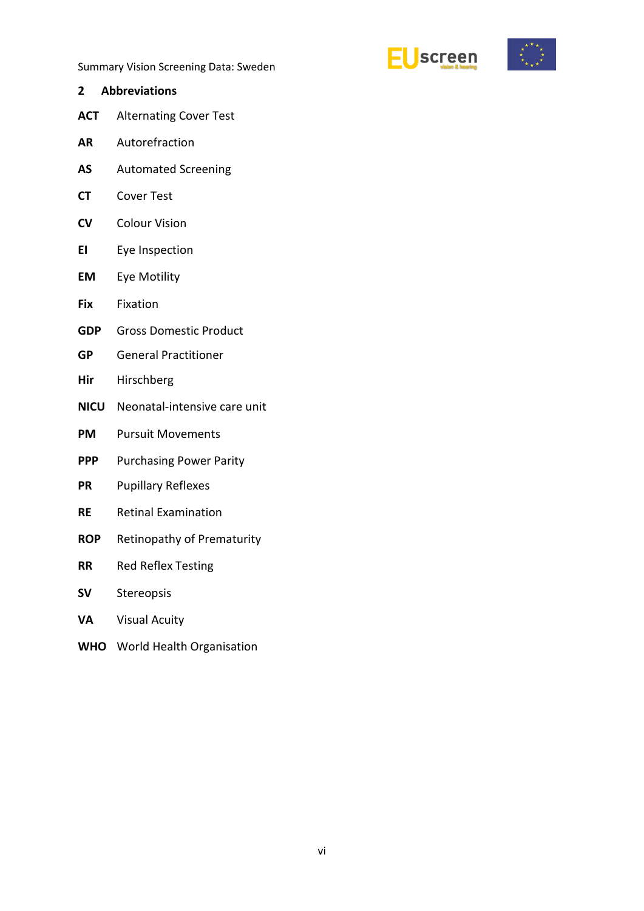## 2 Abbreviations

| | |
|---|---|
| **ACT** | Alternating Cover Test |
| **AR** | Autorefraction |
| **AS** | Automated Screening |
| **CT** | Cover Test |
| **CV** | Colour Vision |
| **EI** | Eye Inspection |
| **EM** | Eye Motility |
| **Fix** | Fixation |
| **GDP** | Gross Domestic Product |
| **GP** | General Practitioner |
| **Hir** | Hirschberg |
| **NICU** | Neonatal-intensive care unit |
| **PM** | Pursuit Movements |
| **PPP** | Purchasing Power Parity |
| **PR** | Pupillary Reflexes |
| **RE** | Retinal Examination |
| **ROP** | Retinopathy of Prematurity |
| **RR** | Red Reflex Testing |
| **SV** | Stereopsis |
| **VA** | Visual Acuity |
| **WHO** | World Health Organisation |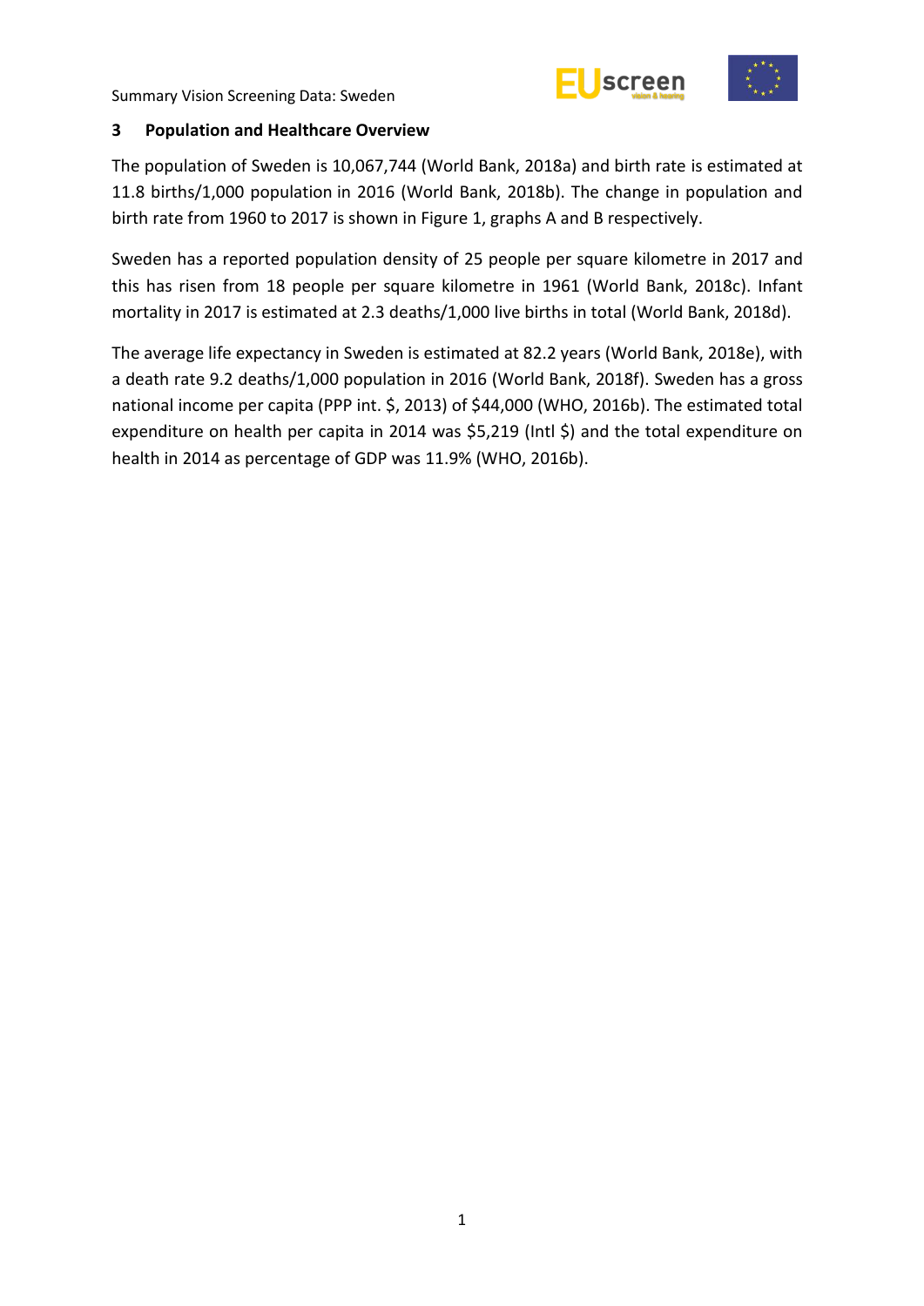## 3 Population and Healthcare Overview

The population of Sweden is 10,067,744 (World Bank, 2018a) and birth rate is estimated at 11.8 births/1,000 population in 2016 (World Bank, 2018b). The change in population and birth rate from 1960 to 2017 is shown in Figure 1, graphs A and B respectively.

Sweden has a reported population density of 25 people per square kilometre in 2017 and this has risen from 18 people per square kilometre in 1961 (World Bank, 2018c). Infant mortality in 2017 is estimated at 2.3 deaths/1,000 live births in total (World Bank, 2018d).

The average life expectancy in Sweden is estimated at 82.2 years (World Bank, 2018e), with a death rate 9.2 deaths/1,000 population in 2016 (World Bank, 2018f). Sweden has a gross national income per capita (PPP int. $, 2013) of $44,000 (WHO, 2016b). The estimated total expenditure on health per capita in 2014 was $5,219 (Intl $) and the total expenditure on health in 2014 as percentage of GDP was 11.9% (WHO, 2016b).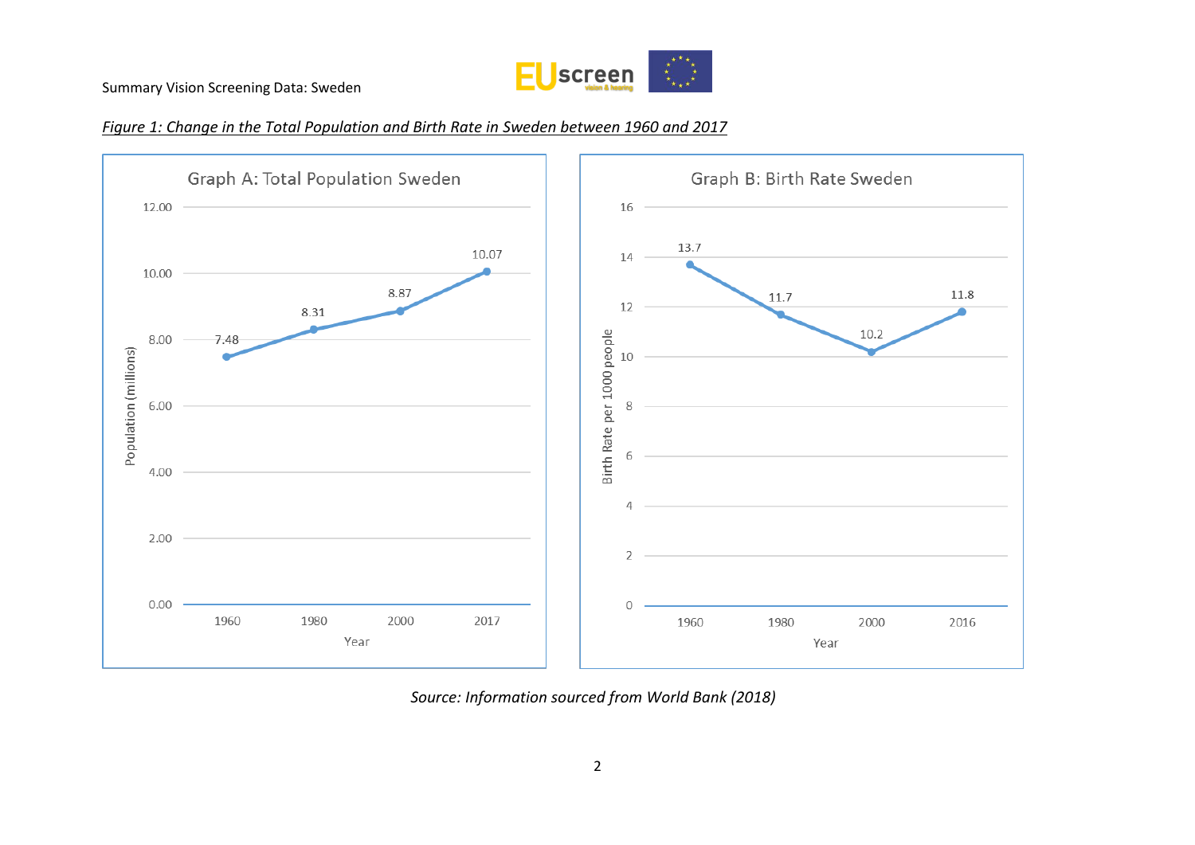*Figure 1: Change in the Total Population and Birth Rate in Sweden between 1960 and 2017*

**Graph A: Total Population Sweden**

| Year | Population (millions) |
| --- | --- |
| 1960 | 7.48 |
| 1980 | 8.31 |
| 2000 | 8.87 |
| 2017 | 10.07 |

**Graph B: Birth Rate Sweden**

| Year | Birth Rate per 1000 people |
| --- | --- |
| 1960 | 13.7 |
| 1980 | 11.7 |
| 2000 | 10.2 |
| 2016 | 11.8 |

*Source: Information sourced from World Bank (2018)*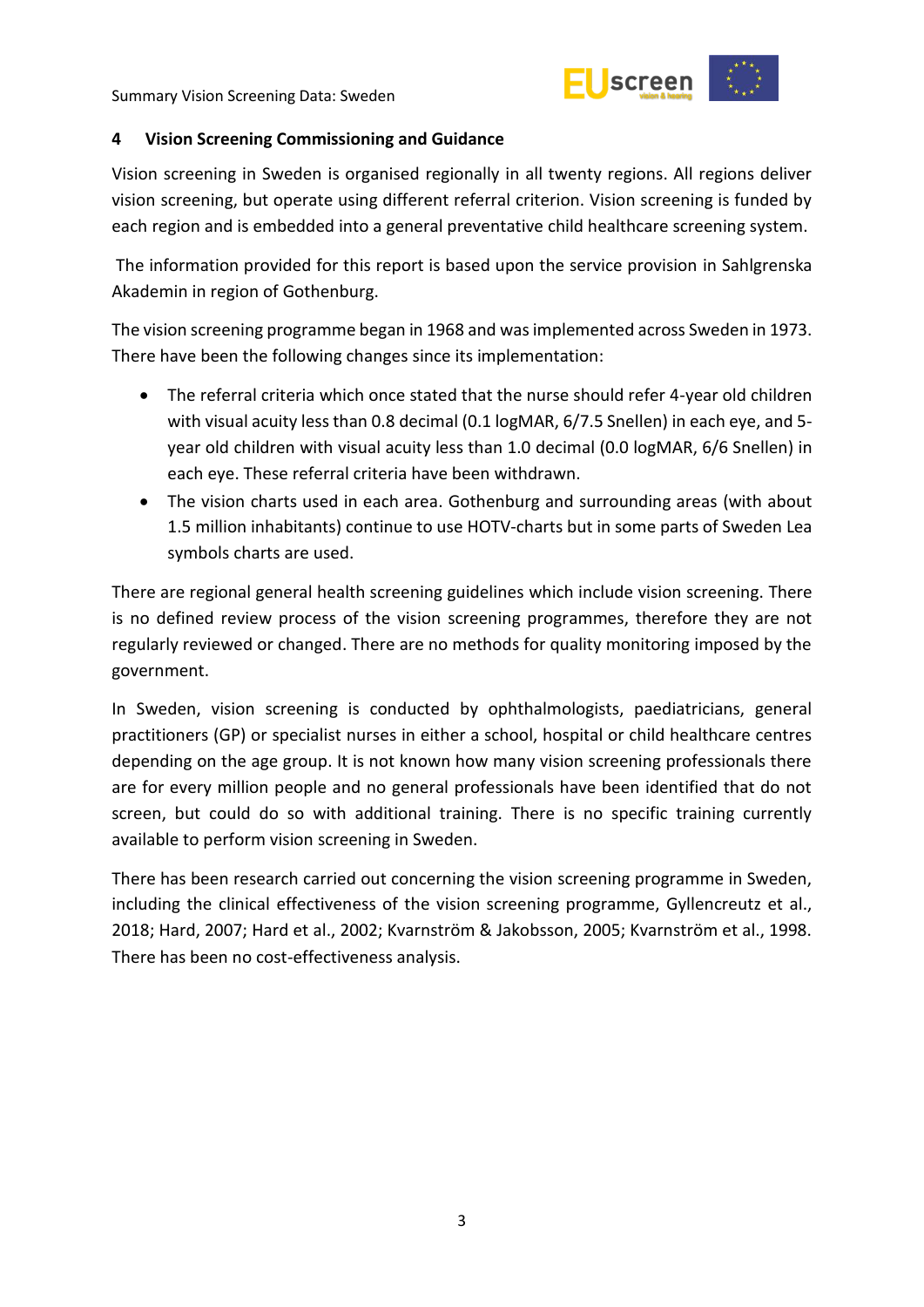## 4 Vision Screening Commissioning and Guidance

Vision screening in Sweden is organised regionally in all twenty regions. All regions deliver vision screening, but operate using different referral criterion. Vision screening is funded by each region and is embedded into a general preventative child healthcare screening system.

The information provided for this report is based upon the service provision in Sahlgrenska Akademin in region of Gothenburg.

The vision screening programme began in 1968 and was implemented across Sweden in 1973. There have been the following changes since its implementation:

- The referral criteria which once stated that the nurse should refer 4-year old children with visual acuity less than 0.8 decimal (0.1 logMAR, 6/7.5 Snellen) in each eye, and 5-year old children with visual acuity less than 1.0 decimal (0.0 logMAR, 6/6 Snellen) in each eye. These referral criteria have been withdrawn.
- The vision charts used in each area. Gothenburg and surrounding areas (with about 1.5 million inhabitants) continue to use HOTV-charts but in some parts of Sweden Lea symbols charts are used.

There are regional general health screening guidelines which include vision screening. There is no defined review process of the vision screening programmes, therefore they are not regularly reviewed or changed. There are no methods for quality monitoring imposed by the government.

In Sweden, vision screening is conducted by ophthalmologists, paediatricians, general practitioners (GP) or specialist nurses in either a school, hospital or child healthcare centres depending on the age group. It is not known how many vision screening professionals there are for every million people and no general professionals have been identified that do not screen, but could do so with additional training. There is no specific training currently available to perform vision screening in Sweden.

There has been research carried out concerning the vision screening programme in Sweden, including the clinical effectiveness of the vision screening programme, Gyllencreutz et al., 2018; Hard, 2007; Hard et al., 2002; Kvarnström & Jakobsson, 2005; Kvarnström et al., 1998. There has been no cost-effectiveness analysis.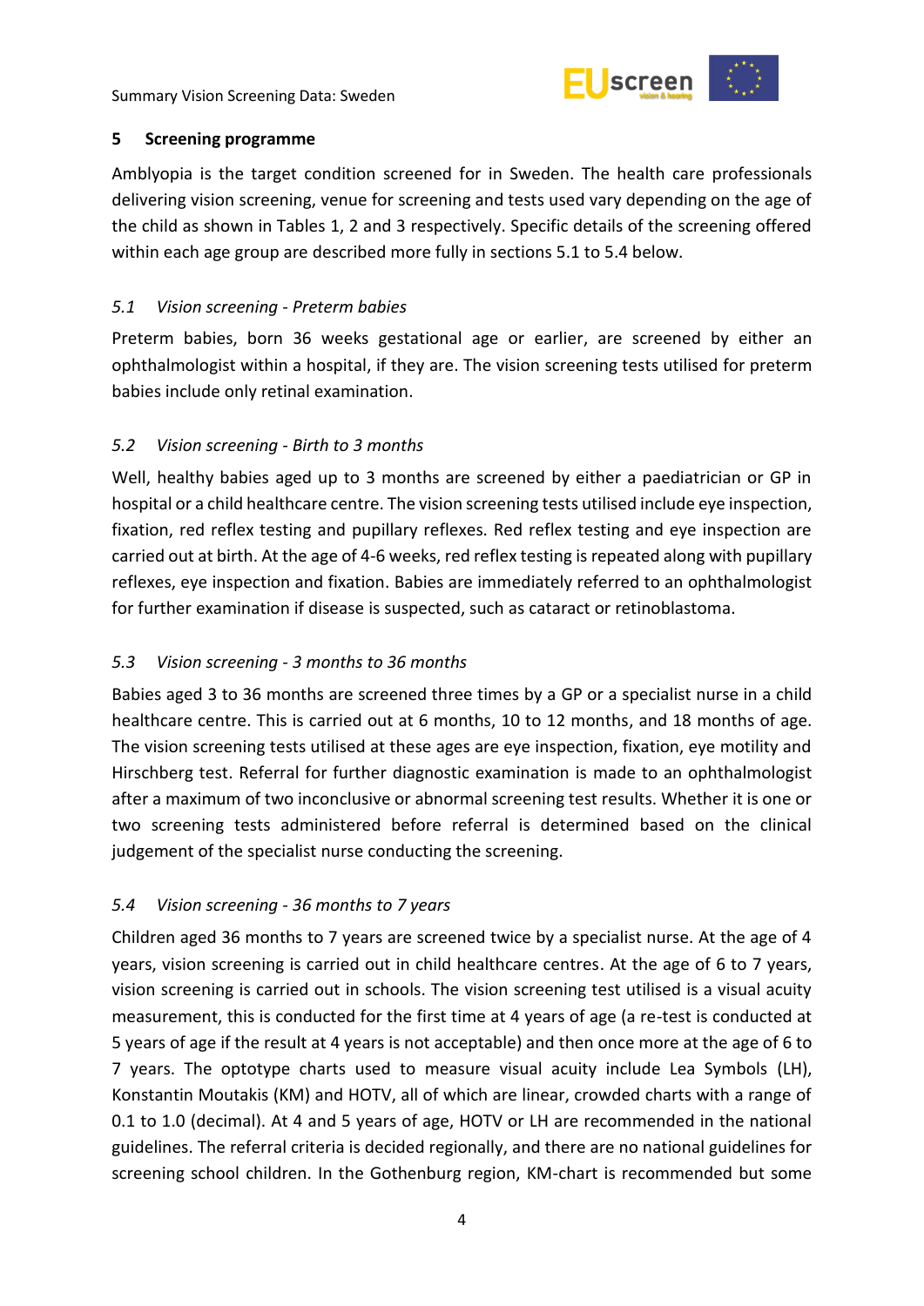## 5 Screening programme

Amblyopia is the target condition screened for in Sweden. The health care professionals delivering vision screening, venue for screening and tests used vary depending on the age of the child as shown in Tables 1, 2 and 3 respectively. Specific details of the screening offered within each age group are described more fully in sections 5.1 to 5.4 below.

### *5.1 Vision screening - Preterm babies*

Preterm babies, born 36 weeks gestational age or earlier, are screened by either an ophthalmologist within a hospital, if they are. The vision screening tests utilised for preterm babies include only retinal examination.

### *5.2 Vision screening - Birth to 3 months*

Well, healthy babies aged up to 3 months are screened by either a paediatrician or GP in hospital or a child healthcare centre. The vision screening tests utilised include eye inspection, fixation, red reflex testing and pupillary reflexes. Red reflex testing and eye inspection are carried out at birth. At the age of 4-6 weeks, red reflex testing is repeated along with pupillary reflexes, eye inspection and fixation. Babies are immediately referred to an ophthalmologist for further examination if disease is suspected, such as cataract or retinoblastoma.

### *5.3 Vision screening - 3 months to 36 months*

Babies aged 3 to 36 months are screened three times by a GP or a specialist nurse in a child healthcare centre. This is carried out at 6 months, 10 to 12 months, and 18 months of age. The vision screening tests utilised at these ages are eye inspection, fixation, eye motility and Hirschberg test. Referral for further diagnostic examination is made to an ophthalmologist after a maximum of two inconclusive or abnormal screening test results. Whether it is one or two screening tests administered before referral is determined based on the clinical judgement of the specialist nurse conducting the screening.

### *5.4 Vision screening - 36 months to 7 years*

Children aged 36 months to 7 years are screened twice by a specialist nurse. At the age of 4 years, vision screening is carried out in child healthcare centres. At the age of 6 to 7 years, vision screening is carried out in schools. The vision screening test utilised is a visual acuity measurement, this is conducted for the first time at 4 years of age (a re-test is conducted at 5 years of age if the result at 4 years is not acceptable) and then once more at the age of 6 to 7 years. The optotype charts used to measure visual acuity include Lea Symbols (LH), Konstantin Moutakis (KM) and HOTV, all of which are linear, crowded charts with a range of 0.1 to 1.0 (decimal). At 4 and 5 years of age, HOTV or LH are recommended in the national guidelines. The referral criteria is decided regionally, and there are no national guidelines for screening school children. In the Gothenburg region, KM-chart is recommended but some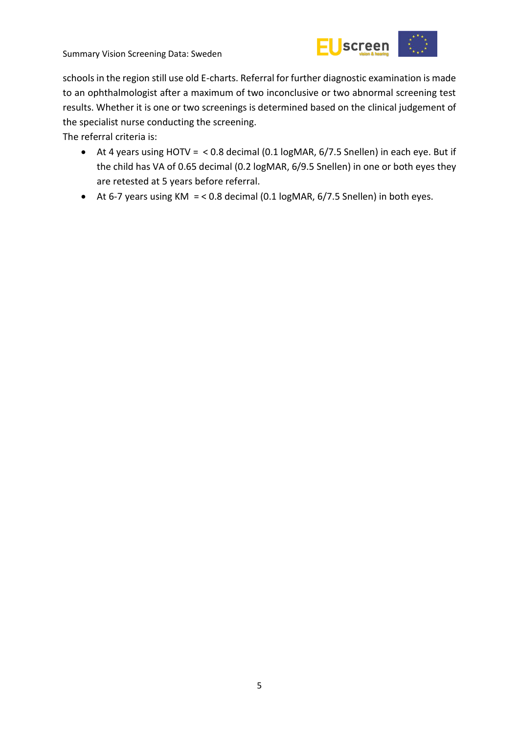schools in the region still use old E-charts. Referral for further diagnostic examination is made to an ophthalmologist after a maximum of two inconclusive or two abnormal screening test results. Whether it is one or two screenings is determined based on the clinical judgement of the specialist nurse conducting the screening.

The referral criteria is:

- At 4 years using HOTV = < 0.8 decimal (0.1 logMAR, 6/7.5 Snellen) in each eye. But if the child has VA of 0.65 decimal (0.2 logMAR, 6/9.5 Snellen) in one or both eyes they are retested at 5 years before referral.
- At 6-7 years using KM = < 0.8 decimal (0.1 logMAR, 6/7.5 Snellen) in both eyes.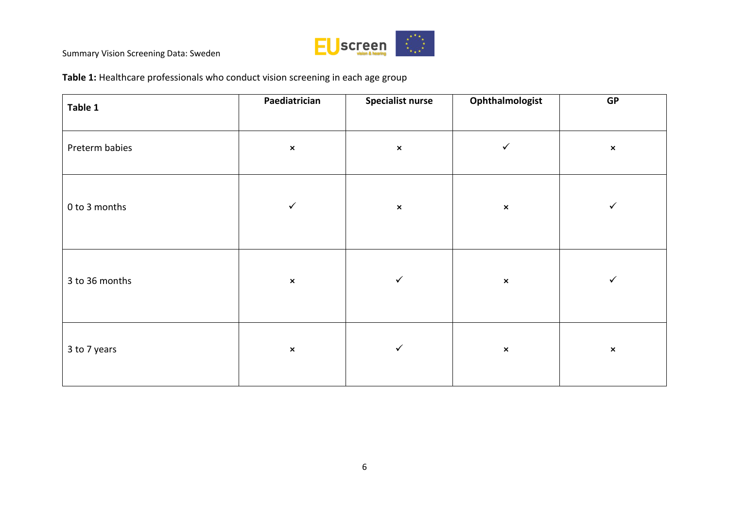**Table 1:** Healthcare professionals who conduct vision screening in each age group

| Table 1 | Paediatrician | Specialist nurse | Ophthalmologist | GP |
|---|---|---|---|---|
| Preterm babies | × | × | ✓ | × |
| 0 to 3 months | ✓ | × | × | ✓ |
| 3 to 36 months | × | ✓ | × | ✓ |
| 3 to 7 years | × | ✓ | × | × |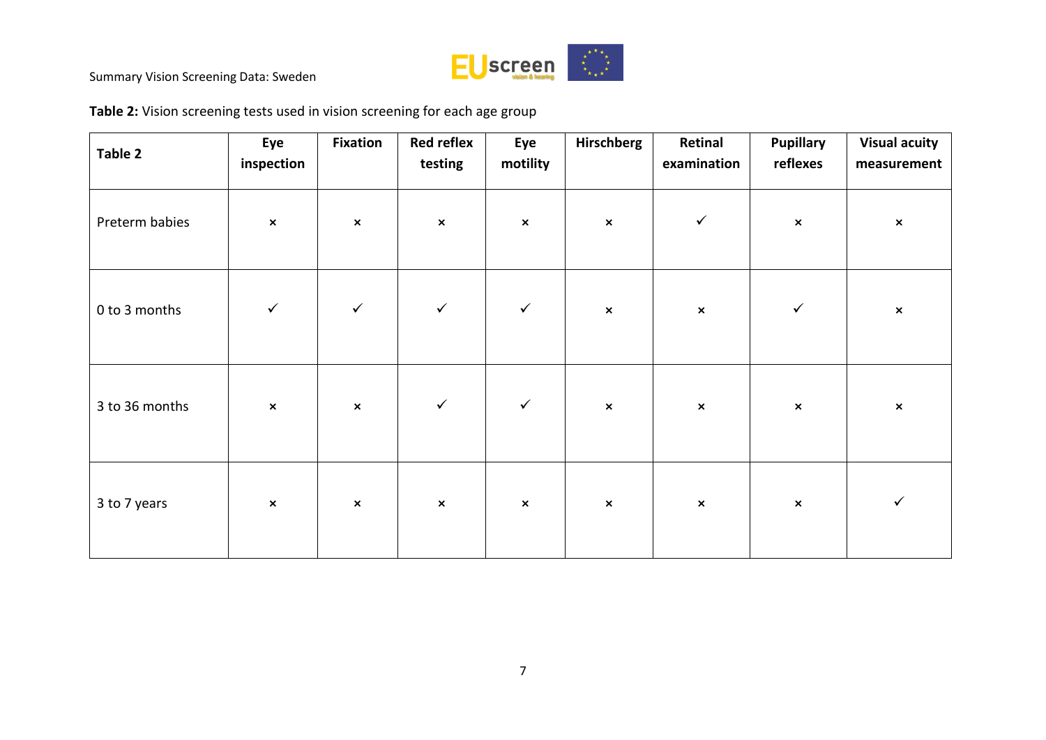**Table 2:** Vision screening tests used in vision screening for each age group

| Table 2 | Eye inspection | Fixation | Red reflex testing | Eye motility | Hirschberg | Retinal examination | Pupillary reflexes | Visual acuity measurement |
|---|---|---|---|---|---|---|---|---|
| Preterm babies | × | × | × | × | × | ✓ | × | × |
| 0 to 3 months | ✓ | ✓ | ✓ | ✓ | × | × | ✓ | × |
| 3 to 36 months | × | × | ✓ | ✓ | × | × | × | × |
| 3 to 7 years | × | × | × | × | × | × | × | ✓ |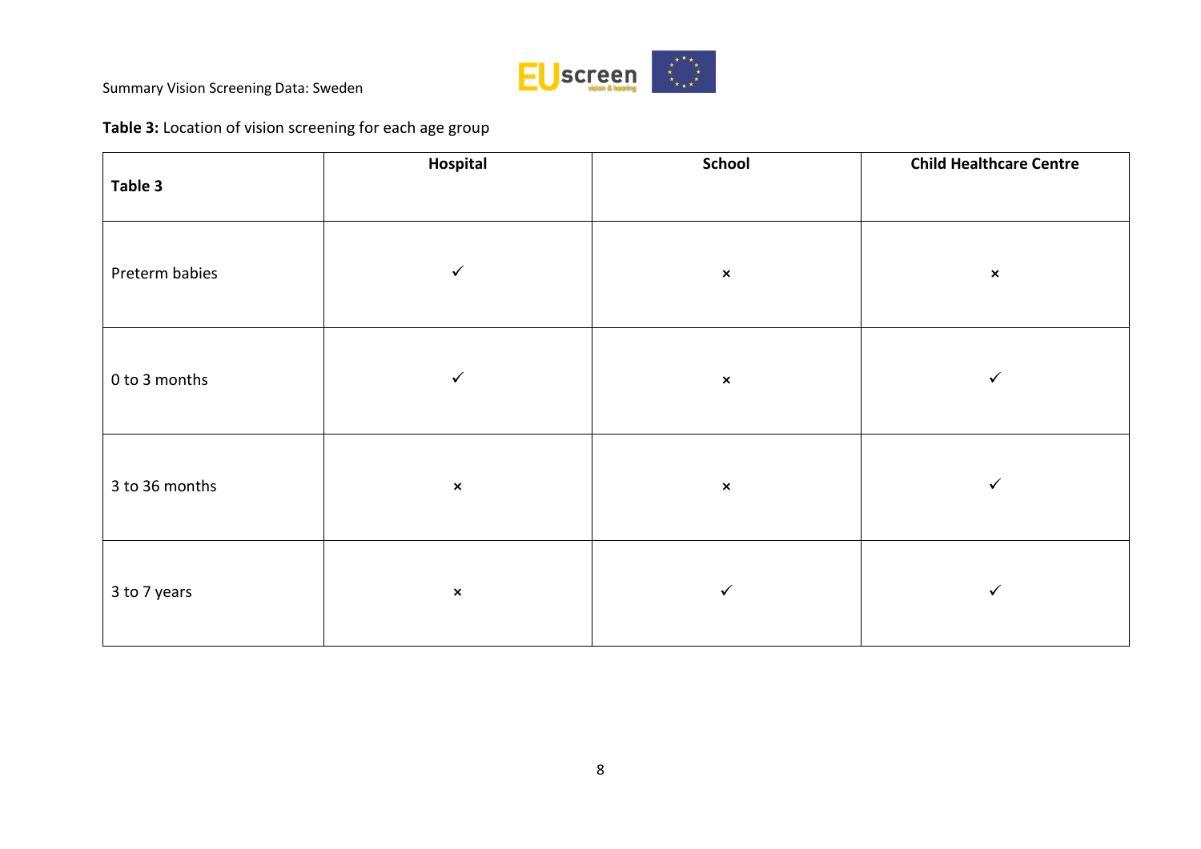**Table 3:** Location of vision screening for each age group

| Table 3 | Hospital | School | Child Healthcare Centre |
|---|---|---|---|
| Preterm babies | ✓ | × | × |
| 0 to 3 months | ✓ | × | ✓ |
| 3 to 36 months | × | × | ✓ |
| 3 to 7 years | × | ✓ | ✓ |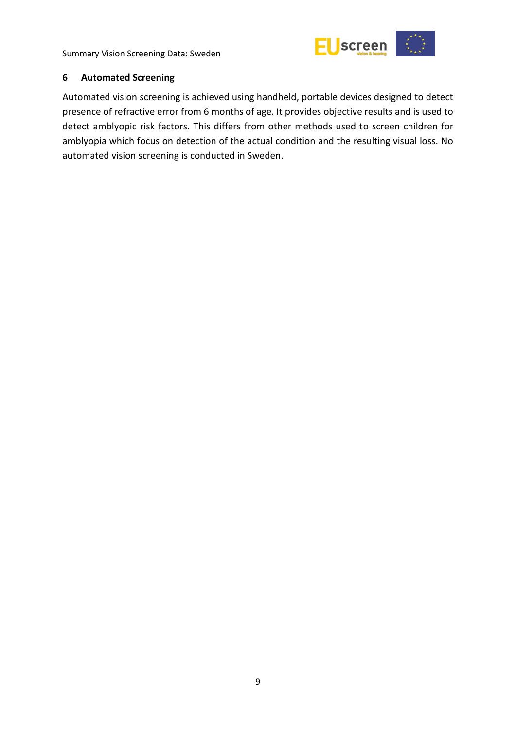## 6 Automated Screening

Automated vision screening is achieved using handheld, portable devices designed to detect presence of refractive error from 6 months of age. It provides objective results and is used to detect amblyopic risk factors. This differs from other methods used to screen children for amblyopia which focus on detection of the actual condition and the resulting visual loss. No automated vision screening is conducted in Sweden.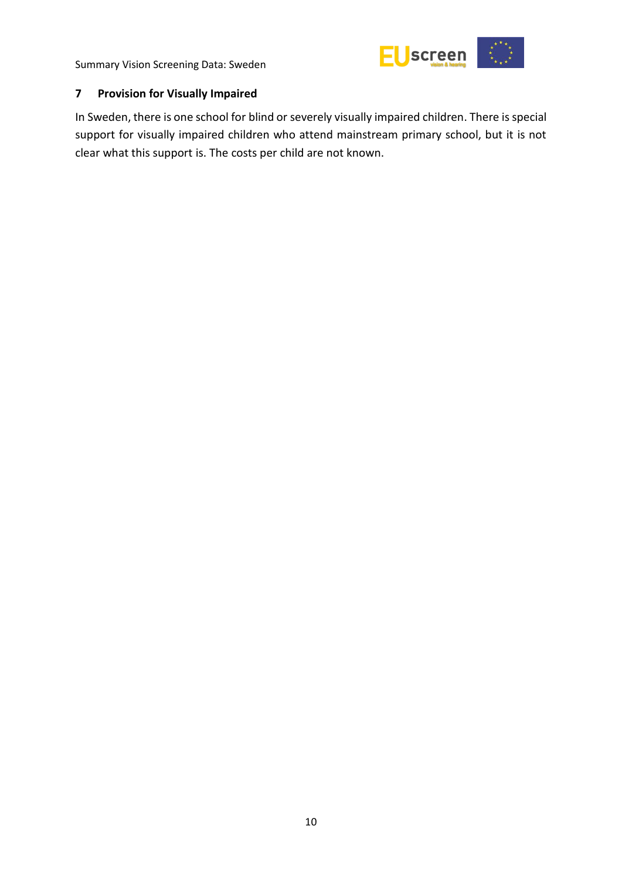## 7 Provision for Visually Impaired

In Sweden, there is one school for blind or severely visually impaired children. There is special support for visually impaired children who attend mainstream primary school, but it is not clear what this support is. The costs per child are not known.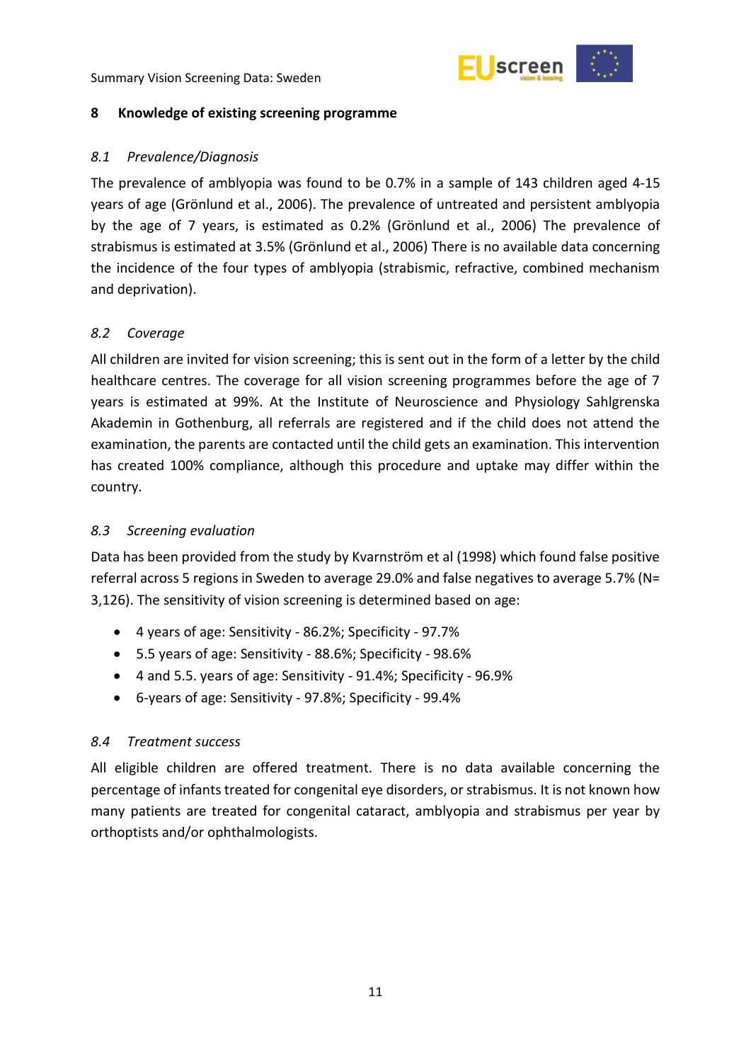## 8 Knowledge of existing screening programme

### *8.1 Prevalence/Diagnosis*

The prevalence of amblyopia was found to be 0.7% in a sample of 143 children aged 4-15 years of age (Grönlund et al., 2006). The prevalence of untreated and persistent amblyopia by the age of 7 years, is estimated as 0.2% (Grönlund et al., 2006) The prevalence of strabismus is estimated at 3.5% (Grönlund et al., 2006) There is no available data concerning the incidence of the four types of amblyopia (strabismic, refractive, combined mechanism and deprivation).

### *8.2 Coverage*

All children are invited for vision screening; this is sent out in the form of a letter by the child healthcare centres. The coverage for all vision screening programmes before the age of 7 years is estimated at 99%. At the Institute of Neuroscience and Physiology Sahlgrenska Akademin in Gothenburg, all referrals are registered and if the child does not attend the examination, the parents are contacted until the child gets an examination. This intervention has created 100% compliance, although this procedure and uptake may differ within the country.

### *8.3 Screening evaluation*

Data has been provided from the study by Kvarnström et al (1998) which found false positive referral across 5 regions in Sweden to average 29.0% and false negatives to average 5.7% (N= 3,126). The sensitivity of vision screening is determined based on age:

- 4 years of age: Sensitivity - 86.2%; Specificity - 97.7%
- 5.5 years of age: Sensitivity - 88.6%; Specificity - 98.6%
- 4 and 5.5. years of age: Sensitivity - 91.4%; Specificity - 96.9%
- 6-years of age: Sensitivity - 97.8%; Specificity - 99.4%

### *8.4 Treatment success*

All eligible children are offered treatment. There is no data available concerning the percentage of infants treated for congenital eye disorders, or strabismus. It is not known how many patients are treated for congenital cataract, amblyopia and strabismus per year by orthoptists and/or ophthalmologists.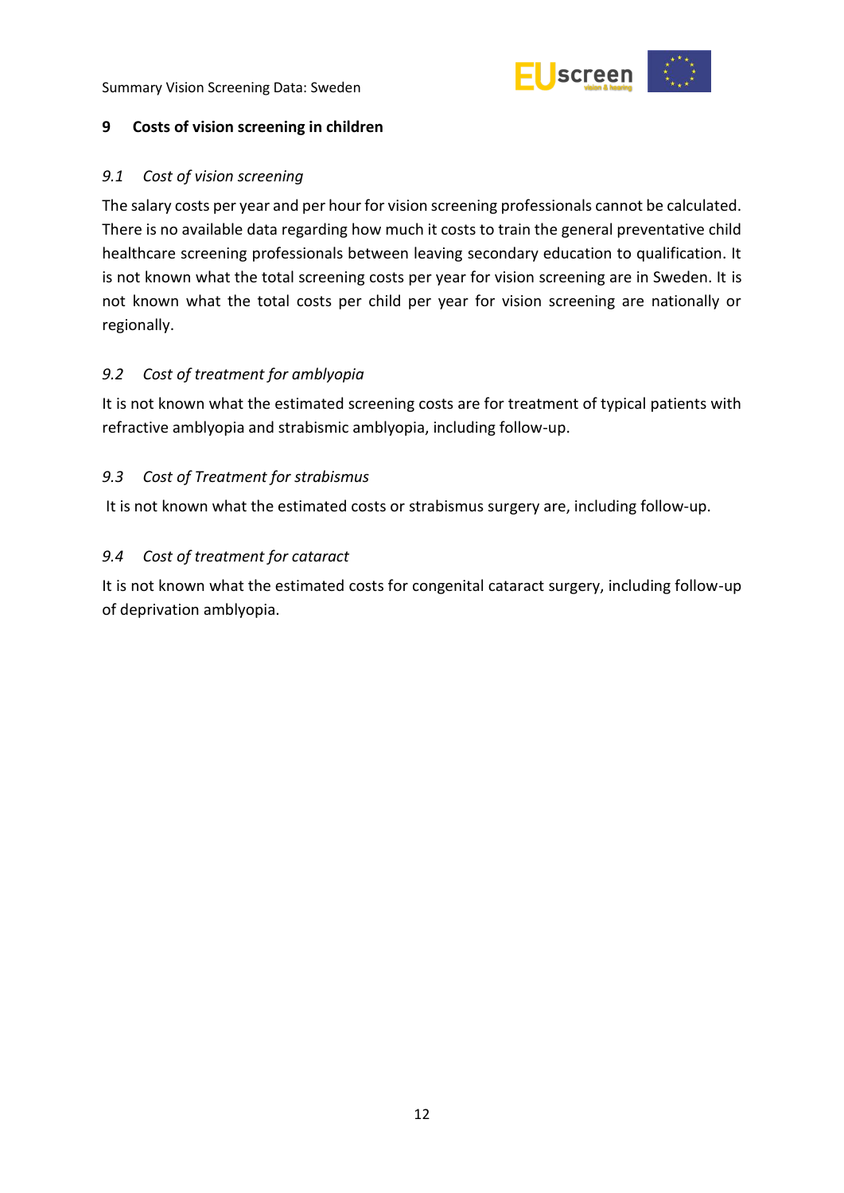## 9 Costs of vision screening in children

### *9.1 Cost of vision screening*

The salary costs per year and per hour for vision screening professionals cannot be calculated. There is no available data regarding how much it costs to train the general preventative child healthcare screening professionals between leaving secondary education to qualification. It is not known what the total screening costs per year for vision screening are in Sweden. It is not known what the total costs per child per year for vision screening are nationally or regionally.

### *9.2 Cost of treatment for amblyopia*

It is not known what the estimated screening costs are for treatment of typical patients with refractive amblyopia and strabismic amblyopia, including follow-up.

### *9.3 Cost of Treatment for strabismus*

It is not known what the estimated costs or strabismus surgery are, including follow-up.

### *9.4 Cost of treatment for cataract*

It is not known what the estimated costs for congenital cataract surgery, including follow-up of deprivation amblyopia.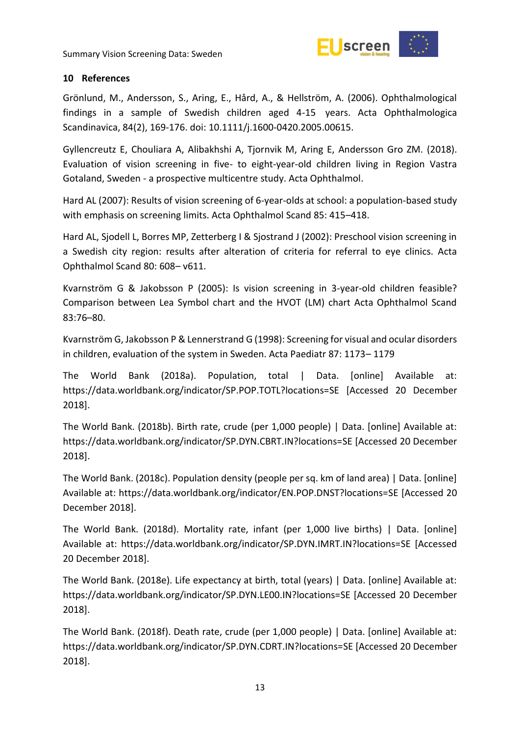## 10 References

Grönlund, M., Andersson, S., Aring, E., Hård, A., & Hellström, A. (2006). Ophthalmological findings in a sample of Swedish children aged 4-15 years. Acta Ophthalmologica Scandinavica, 84(2), 169-176. doi: 10.1111/j.1600-0420.2005.00615.

Gyllencreutz E, Chouliara A, Alibakhshi A, Tjornvik M, Aring E, Andersson Gro ZM. (2018). Evaluation of vision screening in five- to eight-year-old children living in Region Vastra Gotaland, Sweden - a prospective multicentre study. Acta Ophthalmol.

Hard AL (2007): Results of vision screening of 6-year-olds at school: a population-based study with emphasis on screening limits. Acta Ophthalmol Scand 85: 415–418.

Hard AL, Sjodell L, Borres MP, Zetterberg I & Sjostrand J (2002): Preschool vision screening in a Swedish city region: results after alteration of criteria for referral to eye clinics. Acta Ophthalmol Scand 80: 608– v611.

Kvarnström G & Jakobsson P (2005): Is vision screening in 3-year-old children feasible? Comparison between Lea Symbol chart and the HVOT (LM) chart Acta Ophthalmol Scand 83:76–80.

Kvarnström G, Jakobsson P & Lennerstrand G (1998): Screening for visual and ocular disorders in children, evaluation of the system in Sweden. Acta Paediatr 87: 1173– 1179

The World Bank (2018a). Population, total | Data. [online] Available at: https://data.worldbank.org/indicator/SP.POP.TOTL?locations=SE [Accessed 20 December 2018].

The World Bank. (2018b). Birth rate, crude (per 1,000 people) | Data. [online] Available at: https://data.worldbank.org/indicator/SP.DYN.CBRT.IN?locations=SE [Accessed 20 December 2018].

The World Bank. (2018c). Population density (people per sq. km of land area) | Data. [online] Available at: https://data.worldbank.org/indicator/EN.POP.DNST?locations=SE [Accessed 20 December 2018].

The World Bank. (2018d). Mortality rate, infant (per 1,000 live births) | Data. [online] Available at: https://data.worldbank.org/indicator/SP.DYN.IMRT.IN?locations=SE [Accessed 20 December 2018].

The World Bank. (2018e). Life expectancy at birth, total (years) | Data. [online] Available at: https://data.worldbank.org/indicator/SP.DYN.LE00.IN?locations=SE [Accessed 20 December 2018].

The World Bank. (2018f). Death rate, crude (per 1,000 people) | Data. [online] Available at: https://data.worldbank.org/indicator/SP.DYN.CDRT.IN?locations=SE [Accessed 20 December 2018].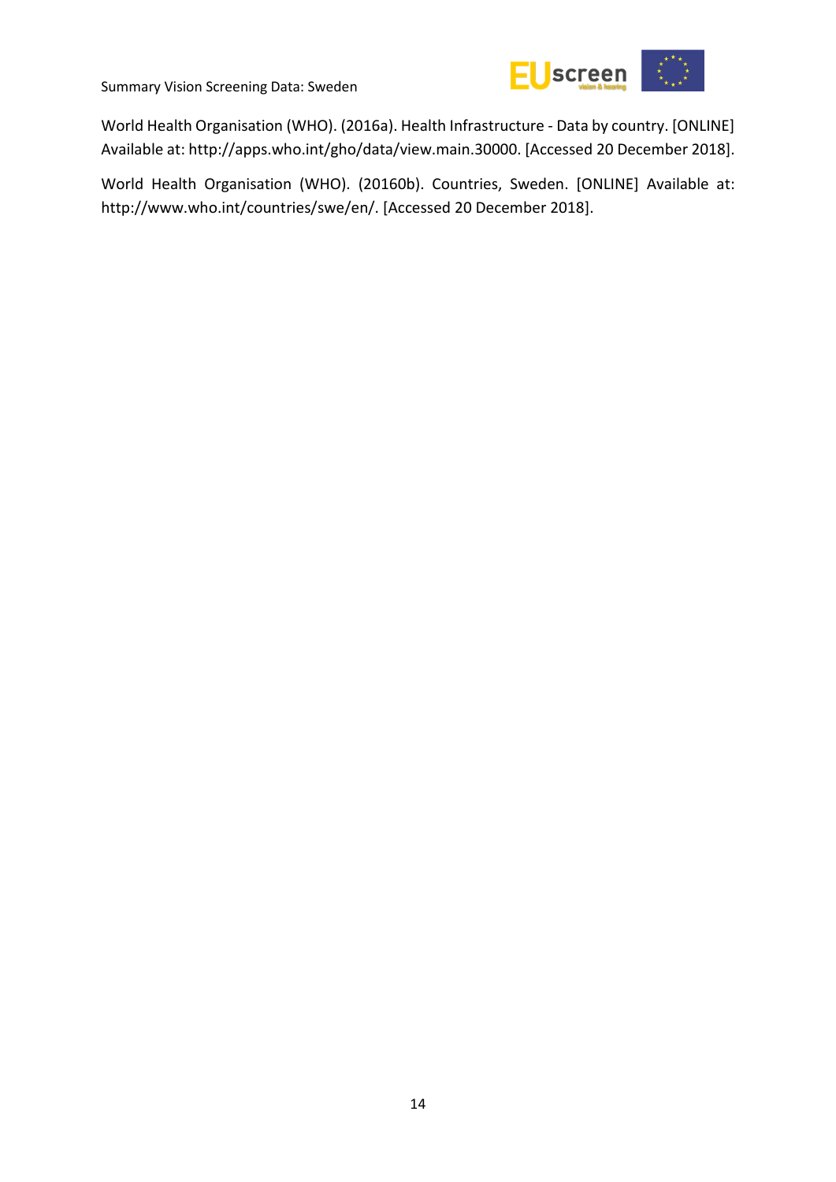World Health Organisation (WHO). (2016a). Health Infrastructure - Data by country. [ONLINE] Available at: http://apps.who.int/gho/data/view.main.30000. [Accessed 20 December 2018].

World Health Organisation (WHO). (20160b). Countries, Sweden. [ONLINE] Available at: http://www.who.int/countries/swe/en/. [Accessed 20 December 2018].